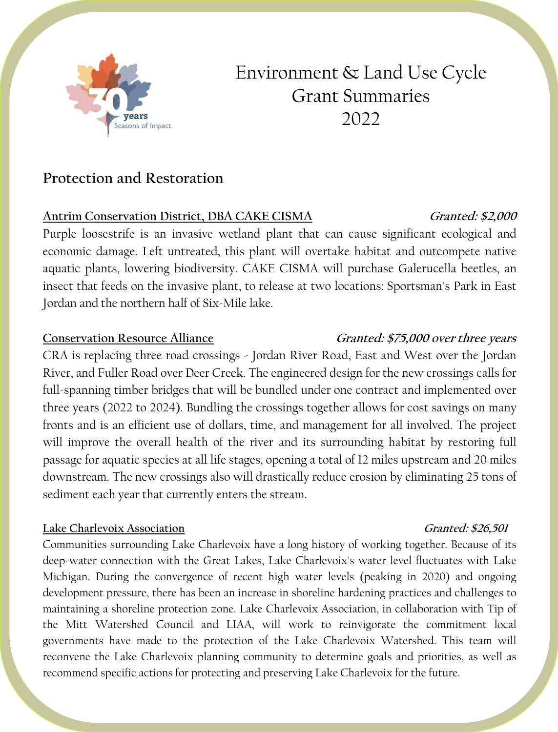# Environment & Land Use Cycle Grant Summaries 2022

## Protection and Restoration

**Antrim Conservation District, DBA CAKE CISMA** — ***Granted: $2,000***

Purple loosestrife is an invasive wetland plant that can cause significant ecological and economic damage. Left untreated, this plant will overtake habitat and outcompete native aquatic plants, lowering biodiversity. CAKE CISMA will purchase Galerucella beetles, an insect that feeds on the invasive plant, to release at two locations: Sportsman's Park in East Jordan and the northern half of Six-Mile lake.

**Conservation Resource Alliance** — ***Granted: $75,000 over three years***

CRA is replacing three road crossings - Jordan River Road, East and West over the Jordan River, and Fuller Road over Deer Creek. The engineered design for the new crossings calls for full-spanning timber bridges that will be bundled under one contract and implemented over three years (2022 to 2024). Bundling the crossings together allows for cost savings on many fronts and is an efficient use of dollars, time, and management for all involved. The project will improve the overall health of the river and its surrounding habitat by restoring full passage for aquatic species at all life stages, opening a total of 12 miles upstream and 20 miles downstream. The new crossings also will drastically reduce erosion by eliminating 25 tons of sediment each year that currently enters the stream.

**Lake Charlevoix Association** — ***Granted: $26,501***

Communities surrounding Lake Charlevoix have a long history of working together. Because of its deep-water connection with the Great Lakes, Lake Charlevoix's water level fluctuates with Lake Michigan. During the convergence of recent high water levels (peaking in 2020) and ongoing development pressure, there has been an increase in shoreline hardening practices and challenges to maintaining a shoreline protection zone. Lake Charlevoix Association, in collaboration with Tip of the Mitt Watershed Council and LIAA, will work to reinvigorate the commitment local governments have made to the protection of the Lake Charlevoix Watershed. This team will reconvene the Lake Charlevoix planning community to determine goals and priorities, as well as recommend specific actions for protecting and preserving Lake Charlevoix for the future.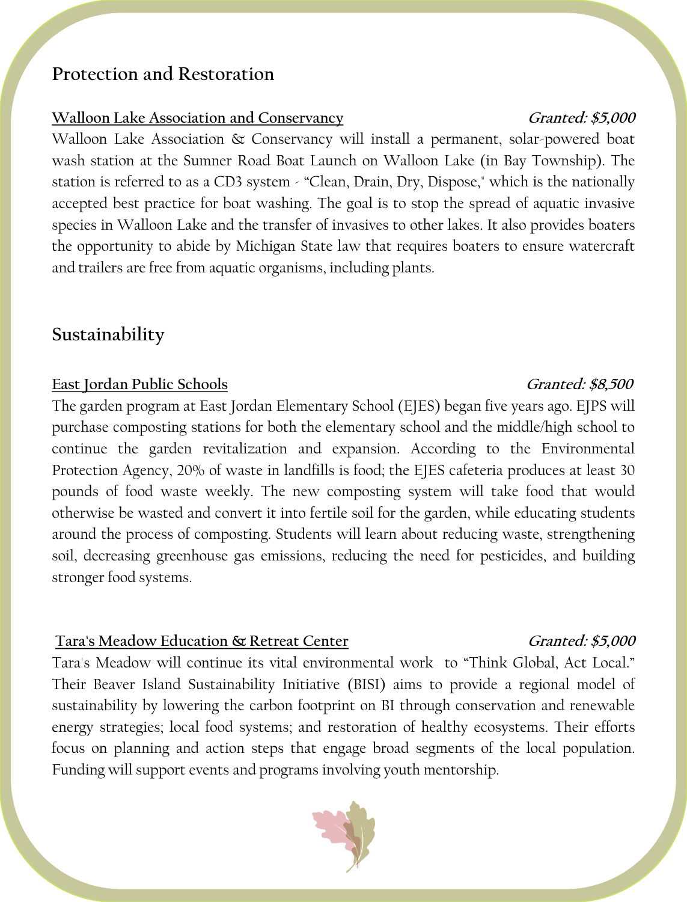## Protection and Restoration

**Walloon Lake Association and Conservancy** ***Granted: $5,000***

Walloon Lake Association & Conservancy will install a permanent, solar-powered boat wash station at the Sumner Road Boat Launch on Walloon Lake (in Bay Township). The station is referred to as a CD3 system - "Clean, Drain, Dry, Dispose," which is the nationally accepted best practice for boat washing. The goal is to stop the spread of aquatic invasive species in Walloon Lake and the transfer of invasives to other lakes. It also provides boaters the opportunity to abide by Michigan State law that requires boaters to ensure watercraft and trailers are free from aquatic organisms, including plants.

## Sustainability

**East Jordan Public Schools** ***Granted: $8,500***

The garden program at East Jordan Elementary School (EJES) began five years ago. EJPS will purchase composting stations for both the elementary school and the middle/high school to continue the garden revitalization and expansion. According to the Environmental Protection Agency, 20% of waste in landfills is food; the EJES cafeteria produces at least 30 pounds of food waste weekly. The new composting system will take food that would otherwise be wasted and convert it into fertile soil for the garden, while educating students around the process of composting. Students will learn about reducing waste, strengthening soil, decreasing greenhouse gas emissions, reducing the need for pesticides, and building stronger food systems.

**Tara's Meadow Education & Retreat Center** ***Granted: $5,000***

Tara's Meadow will continue its vital environmental work to "Think Global, Act Local." Their Beaver Island Sustainability Initiative (BISI) aims to provide a regional model of sustainability by lowering the carbon footprint on BI through conservation and renewable energy strategies; local food systems; and restoration of healthy ecosystems. Their efforts focus on planning and action steps that engage broad segments of the local population. Funding will support events and programs involving youth mentorship.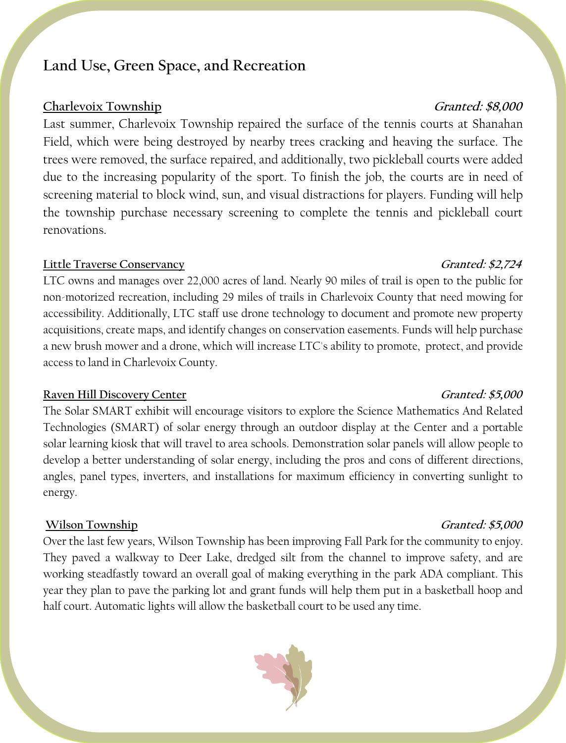## Land Use, Green Space, and Recreation

**Charlevoix Township** ***Granted: $8,000***

Last summer, Charlevoix Township repaired the surface of the tennis courts at Shanahan Field, which were being destroyed by nearby trees cracking and heaving the surface. The trees were removed, the surface repaired, and additionally, two pickleball courts were added due to the increasing popularity of the sport. To finish the job, the courts are in need of screening material to block wind, sun, and visual distractions for players. Funding will help the township purchase necessary screening to complete the tennis and pickleball court renovations.

**Little Traverse Conservancy** ***Granted: $2,724***

LTC owns and manages over 22,000 acres of land. Nearly 90 miles of trail is open to the public for non-motorized recreation, including 29 miles of trails in Charlevoix County that need mowing for accessibility. Additionally, LTC staff use drone technology to document and promote new property acquisitions, create maps, and identify changes on conservation easements. Funds will help purchase a new brush mower and a drone, which will increase LTC's ability to promote, protect, and provide access to land in Charlevoix County.

**Raven Hill Discovery Center** ***Granted: $5,000***

The Solar SMART exhibit will encourage visitors to explore the Science Mathematics And Related Technologies (SMART) of solar energy through an outdoor display at the Center and a portable solar learning kiosk that will travel to area schools. Demonstration solar panels will allow people to develop a better understanding of solar energy, including the pros and cons of different directions, angles, panel types, inverters, and installations for maximum efficiency in converting sunlight to energy.

**Wilson Township** ***Granted: $5,000***

Over the last few years, Wilson Township has been improving Fall Park for the community to enjoy. They paved a walkway to Deer Lake, dredged silt from the channel to improve safety, and are working steadfastly toward an overall goal of making everything in the park ADA compliant. This year they plan to pave the parking lot and grant funds will help them put in a basketball hoop and half court. Automatic lights will allow the basketball court to be used any time.